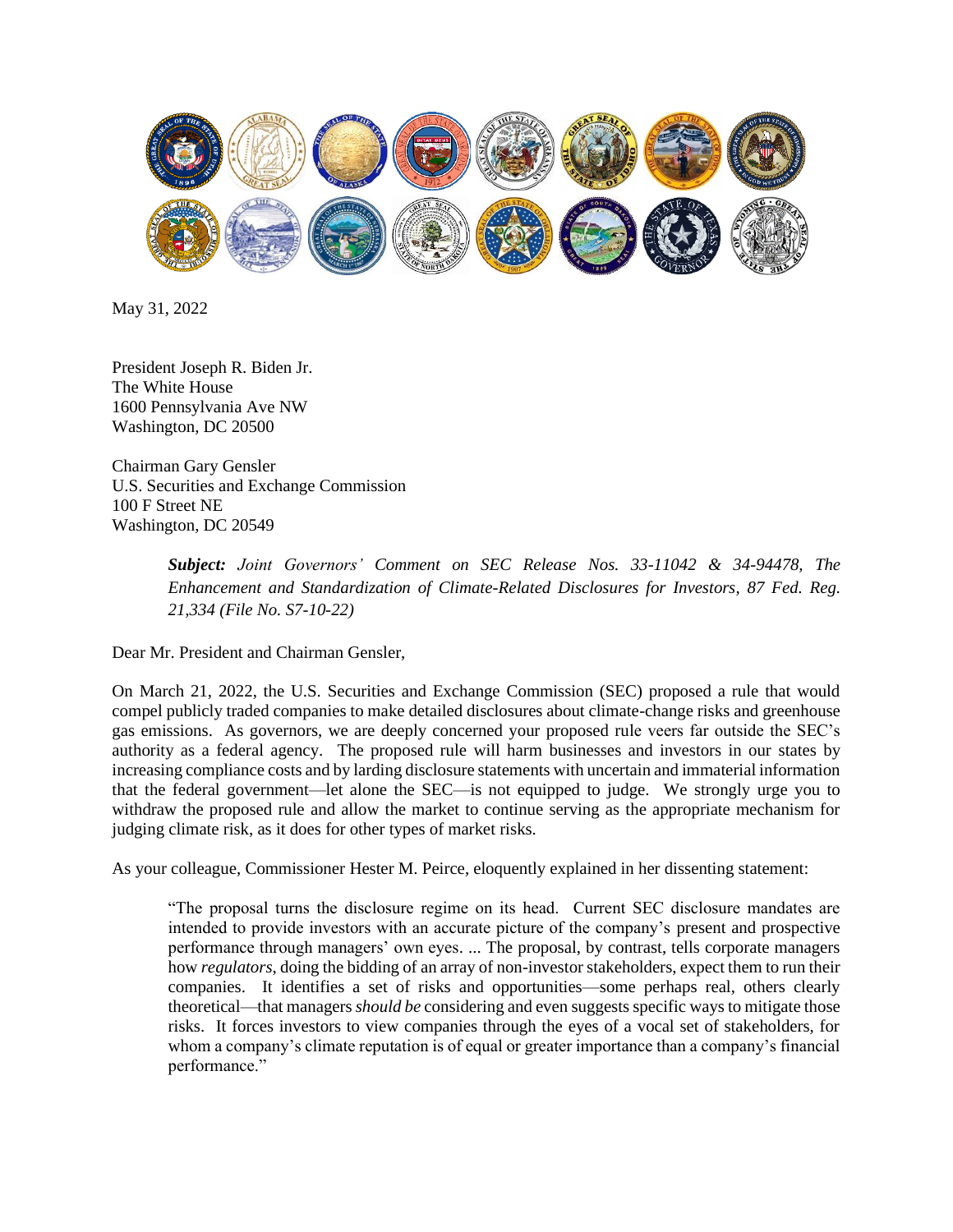May 31, 2022

President Joseph R. Biden Jr.
The White House
1600 Pennsylvania Ave NW
Washington, DC 20500

Chairman Gary Gensler
U.S. Securities and Exchange Commission
100 F Street NE
Washington, DC 20549

> ***Subject:*** *Joint Governors' Comment on SEC Release Nos. 33-11042 & 34-94478, The Enhancement and Standardization of Climate-Related Disclosures for Investors, 87 Fed. Reg. 21,334 (File No. S7-10-22)*

Dear Mr. President and Chairman Gensler,

On March 21, 2022, the U.S. Securities and Exchange Commission (SEC) proposed a rule that would compel publicly traded companies to make detailed disclosures about climate-change risks and greenhouse gas emissions. As governors, we are deeply concerned your proposed rule veers far outside the SEC's authority as a federal agency. The proposed rule will harm businesses and investors in our states by increasing compliance costs and by larding disclosure statements with uncertain and immaterial information that the federal government—let alone the SEC—is not equipped to judge. We strongly urge you to withdraw the proposed rule and allow the market to continue serving as the appropriate mechanism for judging climate risk, as it does for other types of market risks.

As your colleague, Commissioner Hester M. Peirce, eloquently explained in her dissenting statement:

> "The proposal turns the disclosure regime on its head. Current SEC disclosure mandates are intended to provide investors with an accurate picture of the company's present and prospective performance through managers' own eyes. ... The proposal, by contrast, tells corporate managers how *regulators*, doing the bidding of an array of non-investor stakeholders, expect them to run their companies. It identifies a set of risks and opportunities—some perhaps real, others clearly theoretical—that managers *should be* considering and even suggests specific ways to mitigate those risks. It forces investors to view companies through the eyes of a vocal set of stakeholders, for whom a company's climate reputation is of equal or greater importance than a company's financial performance."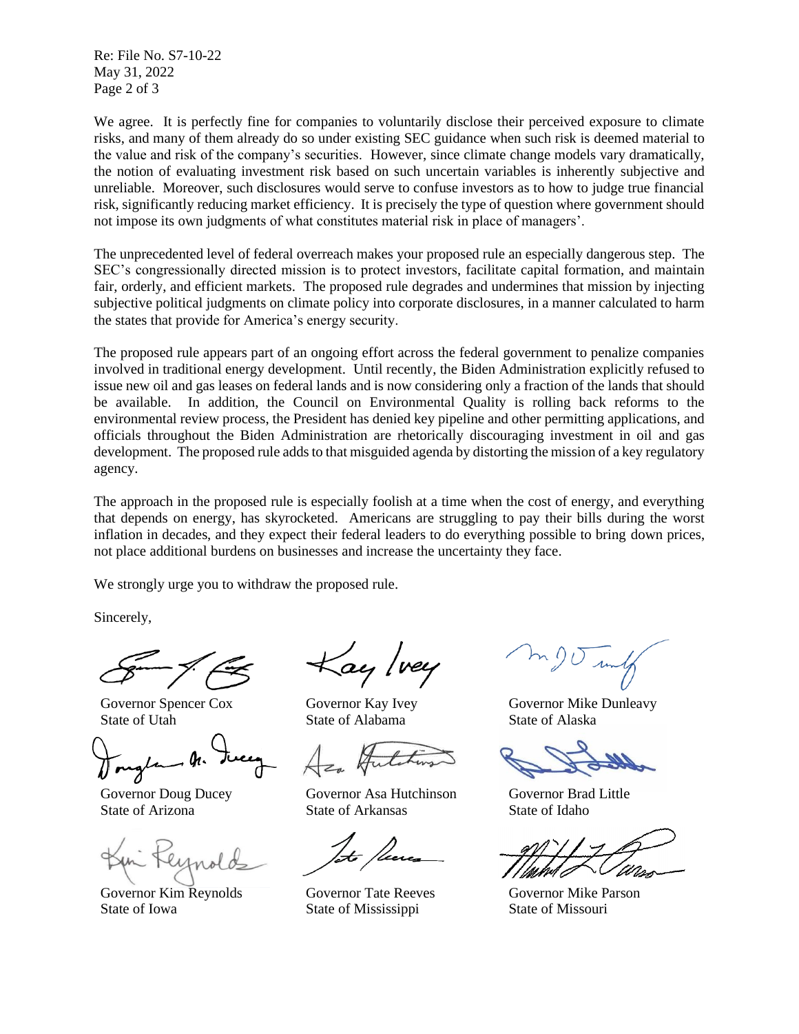Re: File No. S7-10-22
May 31, 2022

We agree. It is perfectly fine for companies to voluntarily disclose their perceived exposure to climate risks, and many of them already do so under existing SEC guidance when such risk is deemed material to the value and risk of the company's securities. However, since climate change models vary dramatically, the notion of evaluating investment risk based on such uncertain variables is inherently subjective and unreliable. Moreover, such disclosures would serve to confuse investors as to how to judge true financial risk, significantly reducing market efficiency. It is precisely the type of question where government should not impose its own judgments of what constitutes material risk in place of managers'.

The unprecedented level of federal overreach makes your proposed rule an especially dangerous step. The SEC's congressionally directed mission is to protect investors, facilitate capital formation, and maintain fair, orderly, and efficient markets. The proposed rule degrades and undermines that mission by injecting subjective political judgments on climate policy into corporate disclosures, in a manner calculated to harm the states that provide for America's energy security.

The proposed rule appears part of an ongoing effort across the federal government to penalize companies involved in traditional energy development. Until recently, the Biden Administration explicitly refused to issue new oil and gas leases on federal lands and is now considering only a fraction of the lands that should be available. In addition, the Council on Environmental Quality is rolling back reforms to the environmental review process, the President has denied key pipeline and other permitting applications, and officials throughout the Biden Administration are rhetorically discouraging investment in oil and gas development. The proposed rule adds to that misguided agenda by distorting the mission of a key regulatory agency.

The approach in the proposed rule is especially foolish at a time when the cost of energy, and everything that depends on energy, has skyrocketed. Americans are struggling to pay their bills during the worst inflation in decades, and they expect their federal leaders to do everything possible to bring down prices, not place additional burdens on businesses and increase the uncertainty they face.

We strongly urge you to withdraw the proposed rule.

Sincerely,

Governor Spencer Cox
State of Utah

Governor Kay Ivey
State of Alabama

Governor Mike Dunleavy
State of Alaska

Governor Doug Ducey
State of Arizona

Governor Asa Hutchinson
State of Arkansas

Governor Brad Little
State of Idaho

Governor Kim Reynolds
State of Iowa

Governor Tate Reeves
State of Mississippi

Governor Mike Parson
State of Missouri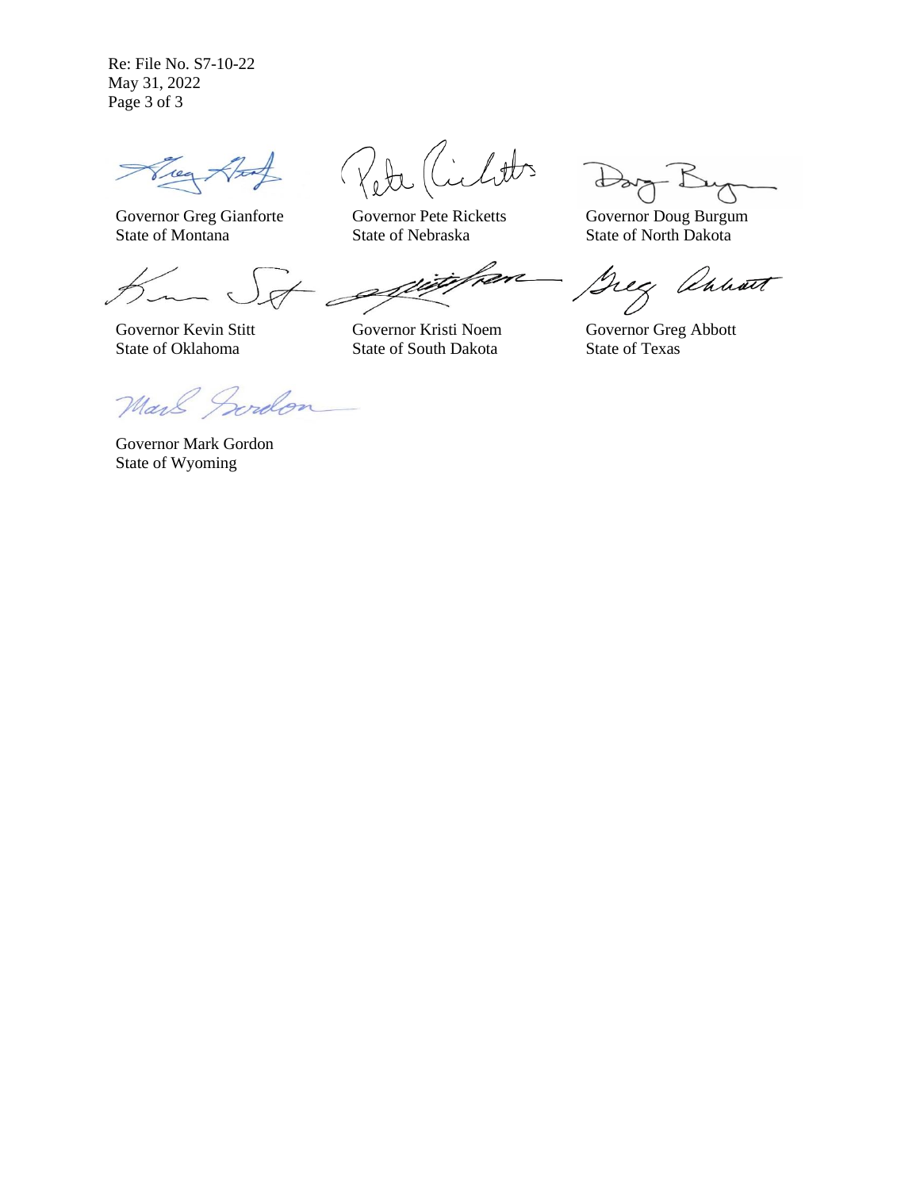Governor Greg Gianforte
State of Montana

Governor Pete Ricketts
State of Nebraska

Governor Doug Burgum
State of North Dakota

Governor Kevin Stitt
State of Oklahoma

Governor Kristi Noem
State of South Dakota

Governor Greg Abbott
State of Texas

Governor Mark Gordon
State of Wyoming